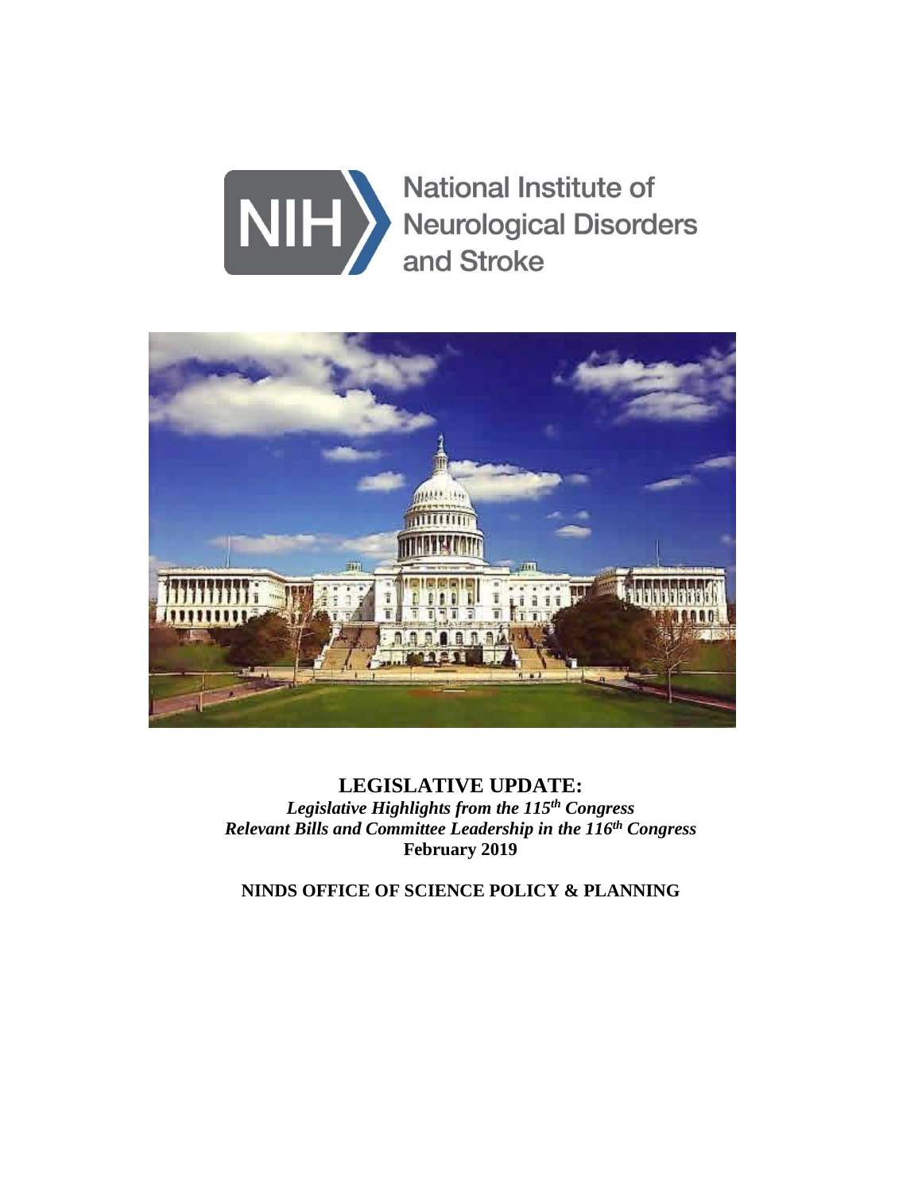National Institute of Neurological Disorders and Stroke

# LEGISLATIVE UPDATE:

***Legislative Highlights from the 115th Congress***

***Relevant Bills and Committee Leadership in the 116th Congress***

**February 2019**

**NINDS OFFICE OF SCIENCE POLICY & PLANNING**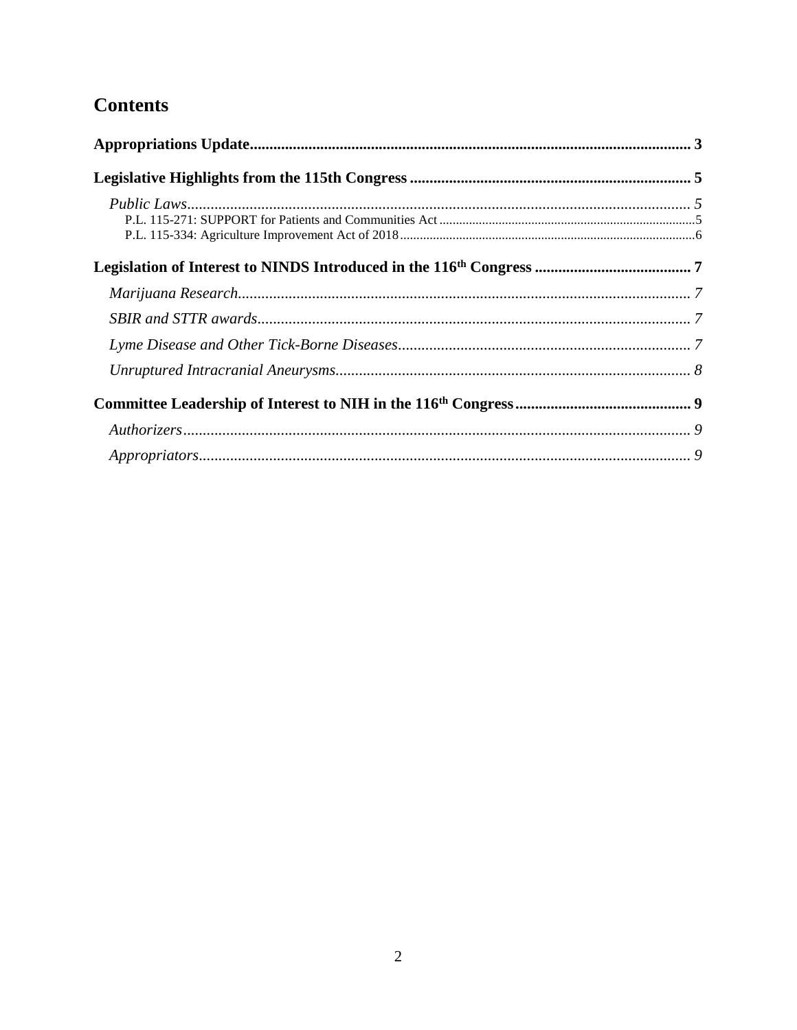# Contents

**Appropriations Update** ... 3

**Legislative Highlights from the 115th Congress** ... 5

*Public Laws* ... 5

P.L. 115-271: SUPPORT for Patients and Communities Act ... 5

P.L. 115-334: Agriculture Improvement Act of 2018 ... 6

**Legislation of Interest to NINDS Introduced in the 116th Congress** ... 7

*Marijuana Research* ... 7

*SBIR and STTR awards* ... 7

*Lyme Disease and Other Tick-Borne Diseases* ... 7

*Unruptured Intracranial Aneurysms* ... 8

**Committee Leadership of Interest to NIH in the 116th Congress** ... 9

*Authorizers* ... 9

*Appropriators* ... 9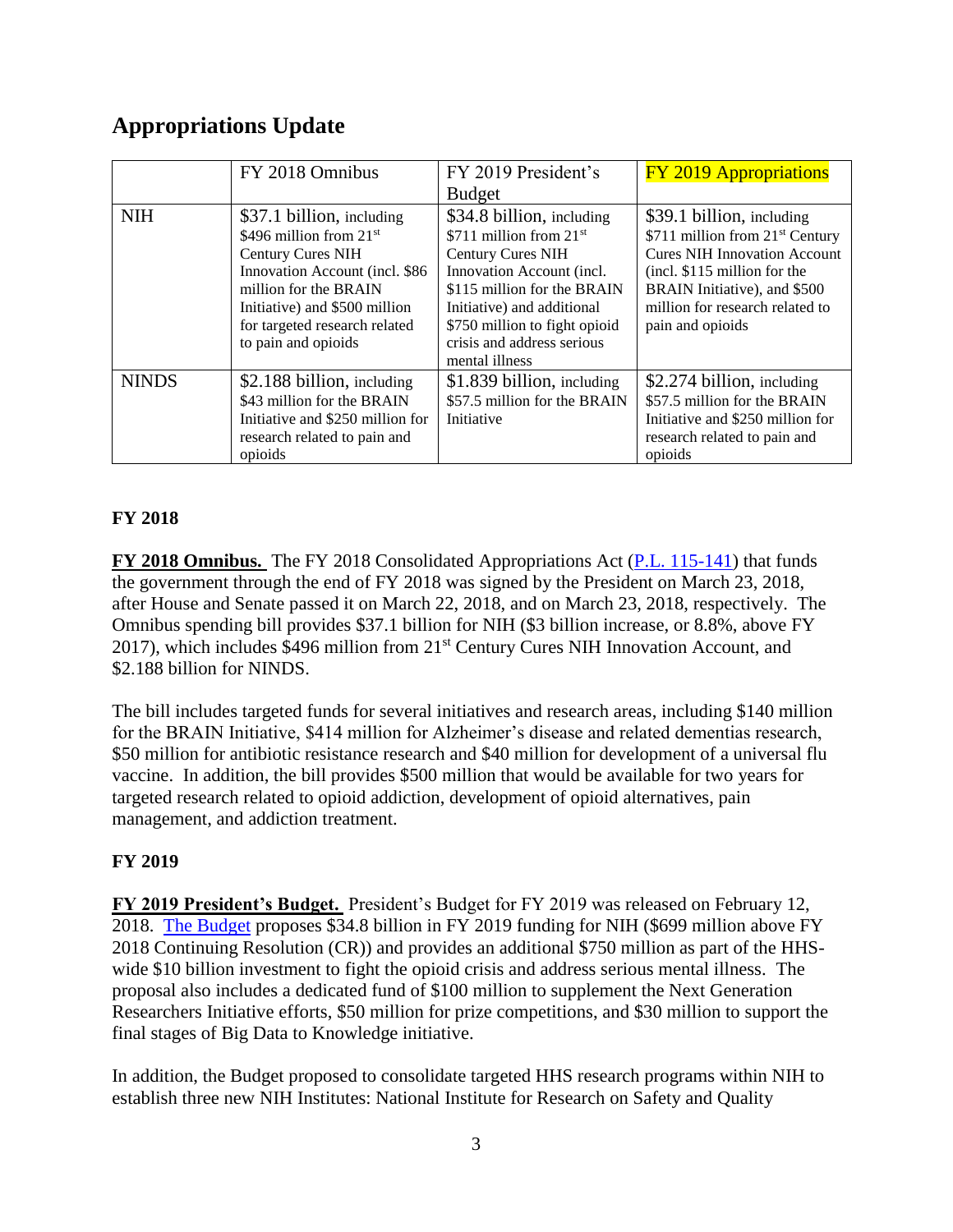## Appropriations Update

| | FY 2018 Omnibus | FY 2019 President's Budget | FY 2019 Appropriations |
|---|---|---|---|
| NIH | $37.1 billion, including $496 million from 21st Century Cures NIH Innovation Account (incl. $86 million for the BRAIN Initiative) and $500 million for targeted research related to pain and opioids | $34.8 billion, including $711 million from 21st Century Cures NIH Innovation Account (incl. $115 million for the BRAIN Initiative) and additional $750 million to fight opioid crisis and address serious mental illness | $39.1 billion, including $711 million from 21st Century Cures NIH Innovation Account (incl. $115 million for the BRAIN Initiative), and $500 million for research related to pain and opioids |
| NINDS | $2.188 billion, including $43 million for the BRAIN Initiative and $250 million for research related to pain and opioids | $1.839 billion, including $57.5 million for the BRAIN Initiative | $2.274 billion, including $57.5 million for the BRAIN Initiative and $250 million for research related to pain and opioids |

### FY 2018

**FY 2018 Omnibus.** The FY 2018 Consolidated Appropriations Act (P.L. 115-141) that funds the government through the end of FY 2018 was signed by the President on March 23, 2018, after House and Senate passed it on March 22, 2018, and on March 23, 2018, respectively. The Omnibus spending bill provides $37.1 billion for NIH ($3 billion increase, or 8.8%, above FY 2017), which includes $496 million from 21st Century Cures NIH Innovation Account, and $2.188 billion for NINDS.

The bill includes targeted funds for several initiatives and research areas, including $140 million for the BRAIN Initiative, $414 million for Alzheimer's disease and related dementias research, $50 million for antibiotic resistance research and $40 million for development of a universal flu vaccine. In addition, the bill provides $500 million that would be available for two years for targeted research related to opioid addiction, development of opioid alternatives, pain management, and addiction treatment.

### FY 2019

**FY 2019 President's Budget.** President's Budget for FY 2019 was released on February 12, 2018. The Budget proposes $34.8 billion in FY 2019 funding for NIH ($699 million above FY 2018 Continuing Resolution (CR)) and provides an additional $750 million as part of the HHS-wide $10 billion investment to fight the opioid crisis and address serious mental illness. The proposal also includes a dedicated fund of $100 million to supplement the Next Generation Researchers Initiative efforts, $50 million for prize competitions, and $30 million to support the final stages of Big Data to Knowledge initiative.

In addition, the Budget proposed to consolidate targeted HHS research programs within NIH to establish three new NIH Institutes: National Institute for Research on Safety and Quality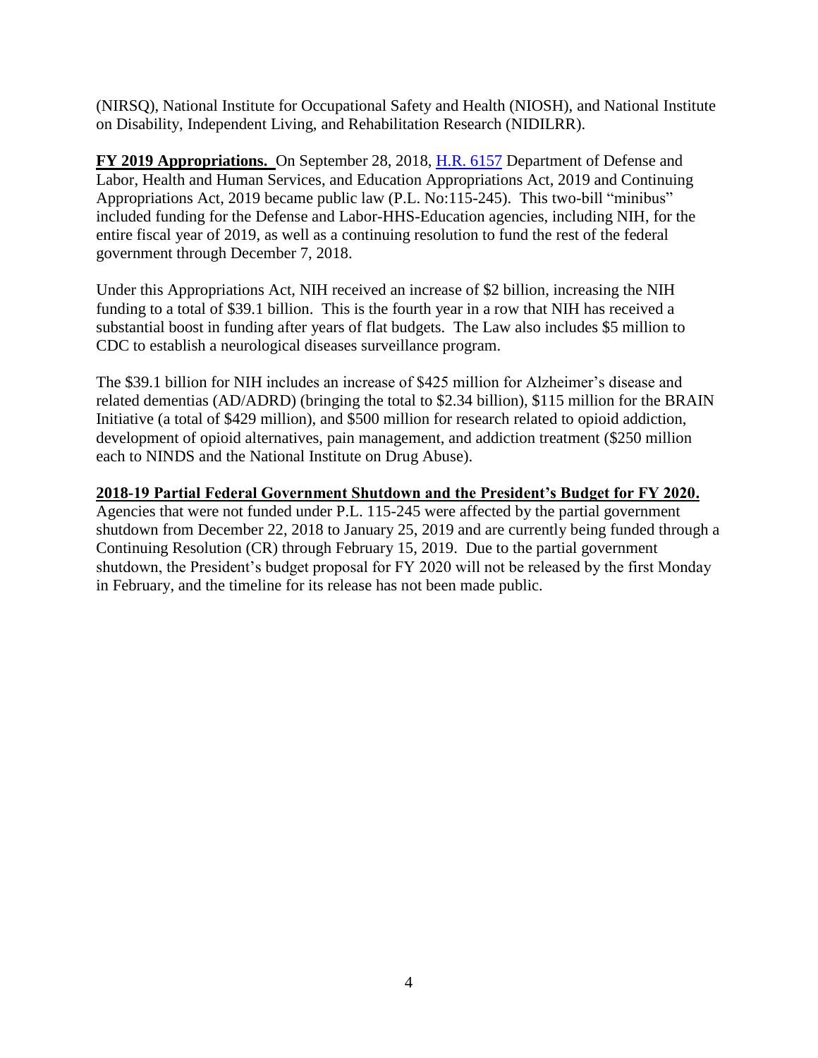(NIRSQ), National Institute for Occupational Safety and Health (NIOSH), and National Institute on Disability, Independent Living, and Rehabilitation Research (NIDILRR).

**FY 2019 Appropriations.** On September 28, 2018, [H.R. 6157](H.R. 6157) Department of Defense and Labor, Health and Human Services, and Education Appropriations Act, 2019 and Continuing Appropriations Act, 2019 became public law (P.L. No:115-245). This two-bill "minibus" included funding for the Defense and Labor-HHS-Education agencies, including NIH, for the entire fiscal year of 2019, as well as a continuing resolution to fund the rest of the federal government through December 7, 2018.

Under this Appropriations Act, NIH received an increase of $2 billion, increasing the NIH funding to a total of $39.1 billion. This is the fourth year in a row that NIH has received a substantial boost in funding after years of flat budgets. The Law also includes $5 million to CDC to establish a neurological diseases surveillance program.

The $39.1 billion for NIH includes an increase of $425 million for Alzheimer's disease and related dementias (AD/ADRD) (bringing the total to $2.34 billion), $115 million for the BRAIN Initiative (a total of $429 million), and $500 million for research related to opioid addiction, development of opioid alternatives, pain management, and addiction treatment ($250 million each to NINDS and the National Institute on Drug Abuse).

**2018-19 Partial Federal Government Shutdown and the President's Budget for FY 2020.**
Agencies that were not funded under P.L. 115-245 were affected by the partial government shutdown from December 22, 2018 to January 25, 2019 and are currently being funded through a Continuing Resolution (CR) through February 15, 2019. Due to the partial government shutdown, the President's budget proposal for FY 2020 will not be released by the first Monday in February, and the timeline for its release has not been made public.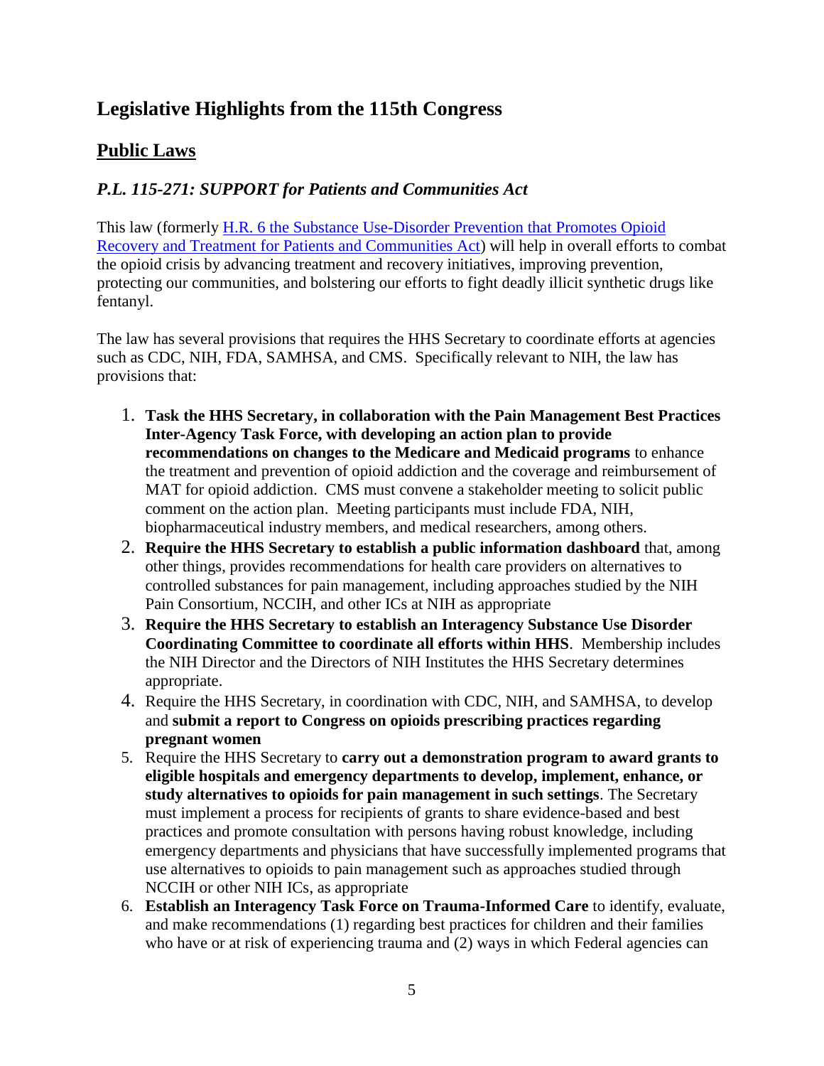# Legislative Highlights from the 115th Congress

## Public Laws

### *P.L. 115-271: SUPPORT for Patients and Communities Act*

This law (formerly [H.R. 6 the Substance Use-Disorder Prevention that Promotes Opioid Recovery and Treatment for Patients and Communities Act]) will help in overall efforts to combat the opioid crisis by advancing treatment and recovery initiatives, improving prevention, protecting our communities, and bolstering our efforts to fight deadly illicit synthetic drugs like fentanyl.

The law has several provisions that requires the HHS Secretary to coordinate efforts at agencies such as CDC, NIH, FDA, SAMHSA, and CMS. Specifically relevant to NIH, the law has provisions that:

1. **Task the HHS Secretary, in collaboration with the Pain Management Best Practices Inter-Agency Task Force, with developing an action plan to provide recommendations on changes to the Medicare and Medicaid programs** to enhance the treatment and prevention of opioid addiction and the coverage and reimbursement of MAT for opioid addiction. CMS must convene a stakeholder meeting to solicit public comment on the action plan. Meeting participants must include FDA, NIH, biopharmaceutical industry members, and medical researchers, among others.
2. **Require the HHS Secretary to establish a public information dashboard** that, among other things, provides recommendations for health care providers on alternatives to controlled substances for pain management, including approaches studied by the NIH Pain Consortium, NCCIH, and other ICs at NIH as appropriate
3. **Require the HHS Secretary to establish an Interagency Substance Use Disorder Coordinating Committee to coordinate all efforts within HHS**. Membership includes the NIH Director and the Directors of NIH Institutes the HHS Secretary determines appropriate.
4. Require the HHS Secretary, in coordination with CDC, NIH, and SAMHSA, to develop and **submit a report to Congress on opioids prescribing practices regarding pregnant women**
5. Require the HHS Secretary to **carry out a demonstration program to award grants to eligible hospitals and emergency departments to develop, implement, enhance, or study alternatives to opioids for pain management in such settings**. The Secretary must implement a process for recipients of grants to share evidence-based and best practices and promote consultation with persons having robust knowledge, including emergency departments and physicians that have successfully implemented programs that use alternatives to opioids to pain management such as approaches studied through NCCIH or other NIH ICs, as appropriate
6. **Establish an Interagency Task Force on Trauma-Informed Care** to identify, evaluate, and make recommendations (1) regarding best practices for children and their families who have or at risk of experiencing trauma and (2) ways in which Federal agencies can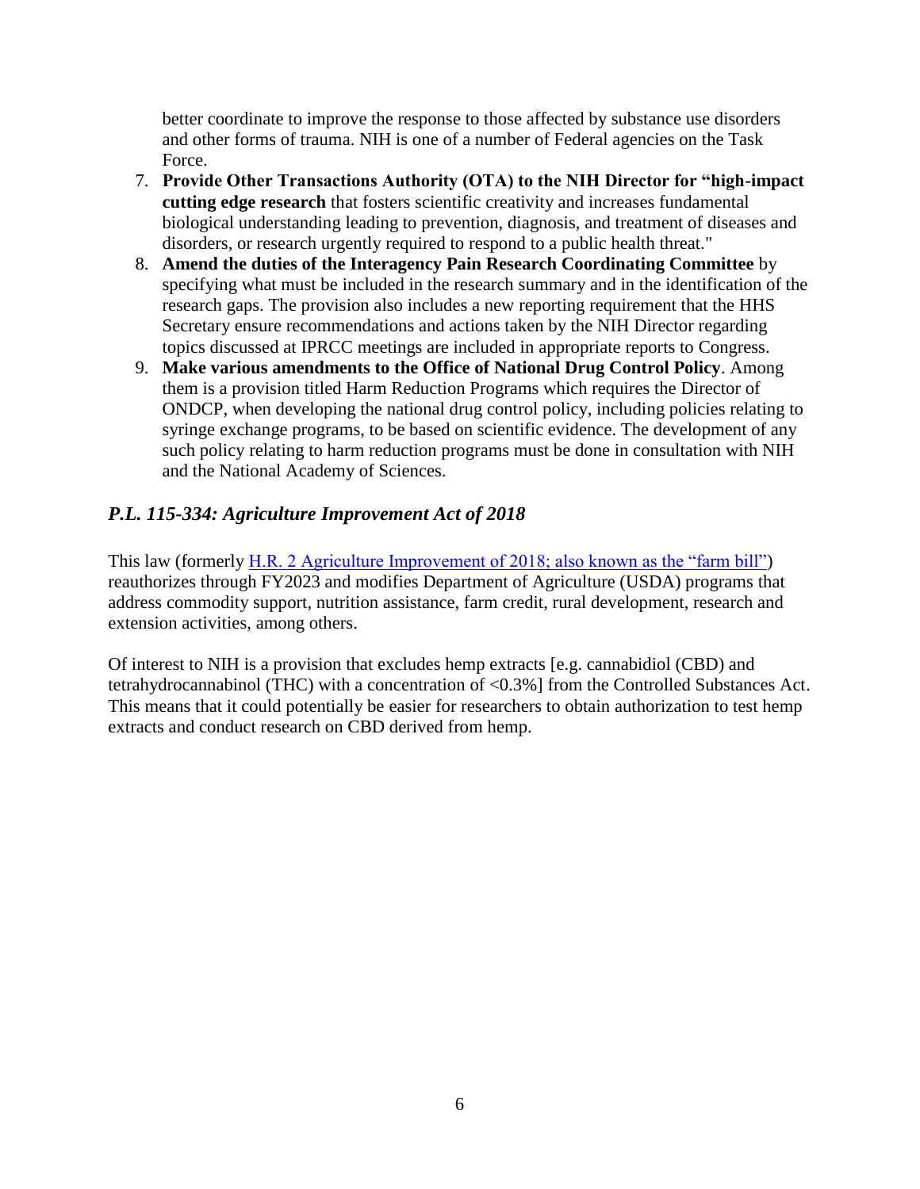better coordinate to improve the response to those affected by substance use disorders and other forms of trauma. NIH is one of a number of Federal agencies on the Task Force.

7. **Provide Other Transactions Authority (OTA) to the NIH Director for "high-impact cutting edge research** that fosters scientific creativity and increases fundamental biological understanding leading to prevention, diagnosis, and treatment of diseases and disorders, or research urgently required to respond to a public health threat."
8. **Amend the duties of the Interagency Pain Research Coordinating Committee** by specifying what must be included in the research summary and in the identification of the research gaps. The provision also includes a new reporting requirement that the HHS Secretary ensure recommendations and actions taken by the NIH Director regarding topics discussed at IPRCC meetings are included in appropriate reports to Congress.
9. **Make various amendments to the Office of National Drug Control Policy**. Among them is a provision titled Harm Reduction Programs which requires the Director of ONDCP, when developing the national drug control policy, including policies relating to syringe exchange programs, to be based on scientific evidence. The development of any such policy relating to harm reduction programs must be done in consultation with NIH and the National Academy of Sciences.

### *P.L. 115-334: Agriculture Improvement Act of 2018*

This law (formerly H.R. 2 Agriculture Improvement of 2018; also known as the "farm bill") reauthorizes through FY2023 and modifies Department of Agriculture (USDA) programs that address commodity support, nutrition assistance, farm credit, rural development, research and extension activities, among others.

Of interest to NIH is a provision that excludes hemp extracts [e.g. cannabidiol (CBD) and tetrahydrocannabinol (THC) with a concentration of <0.3%] from the Controlled Substances Act. This means that it could potentially be easier for researchers to obtain authorization to test hemp extracts and conduct research on CBD derived from hemp.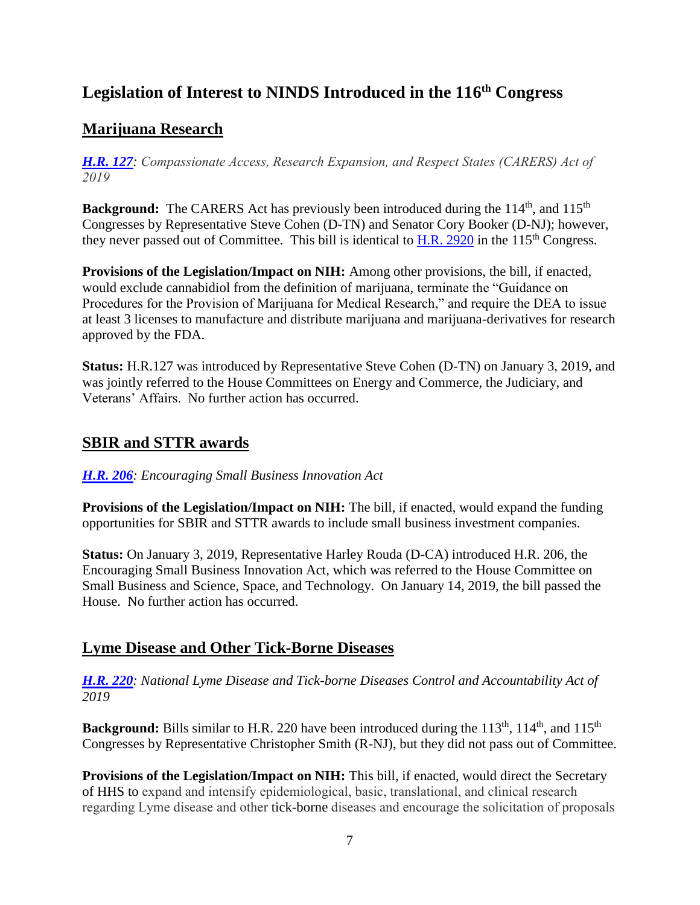# Legislation of Interest to NINDS Introduced in the 116th Congress

## Marijuana Research

***H.R. 127**: Compassionate Access, Research Expansion, and Respect States (CARERS) Act of 2019*

**Background:** The CARERS Act has previously been introduced during the 114th, and 115th Congresses by Representative Steve Cohen (D-TN) and Senator Cory Booker (D-NJ); however, they never passed out of Committee. This bill is identical to H.R. 2920 in the 115th Congress.

**Provisions of the Legislation/Impact on NIH:** Among other provisions, the bill, if enacted, would exclude cannabidiol from the definition of marijuana, terminate the "Guidance on Procedures for the Provision of Marijuana for Medical Research," and require the DEA to issue at least 3 licenses to manufacture and distribute marijuana and marijuana-derivatives for research approved by the FDA.

**Status:** H.R.127 was introduced by Representative Steve Cohen (D-TN) on January 3, 2019, and was jointly referred to the House Committees on Energy and Commerce, the Judiciary, and Veterans' Affairs. No further action has occurred.

## SBIR and STTR awards

***H.R. 206**: Encouraging Small Business Innovation Act*

**Provisions of the Legislation/Impact on NIH:** The bill, if enacted, would expand the funding opportunities for SBIR and STTR awards to include small business investment companies.

**Status:** On January 3, 2019, Representative Harley Rouda (D-CA) introduced H.R. 206, the Encouraging Small Business Innovation Act, which was referred to the House Committee on Small Business and Science, Space, and Technology. On January 14, 2019, the bill passed the House. No further action has occurred.

## Lyme Disease and Other Tick-Borne Diseases

***H.R. 220**: National Lyme Disease and Tick-borne Diseases Control and Accountability Act of 2019*

**Background:** Bills similar to H.R. 220 have been introduced during the 113th, 114th, and 115th Congresses by Representative Christopher Smith (R-NJ), but they did not pass out of Committee.

**Provisions of the Legislation/Impact on NIH:** This bill, if enacted, would direct the Secretary of HHS to expand and intensify epidemiological, basic, translational, and clinical research regarding Lyme disease and other tick-borne diseases and encourage the solicitation of proposals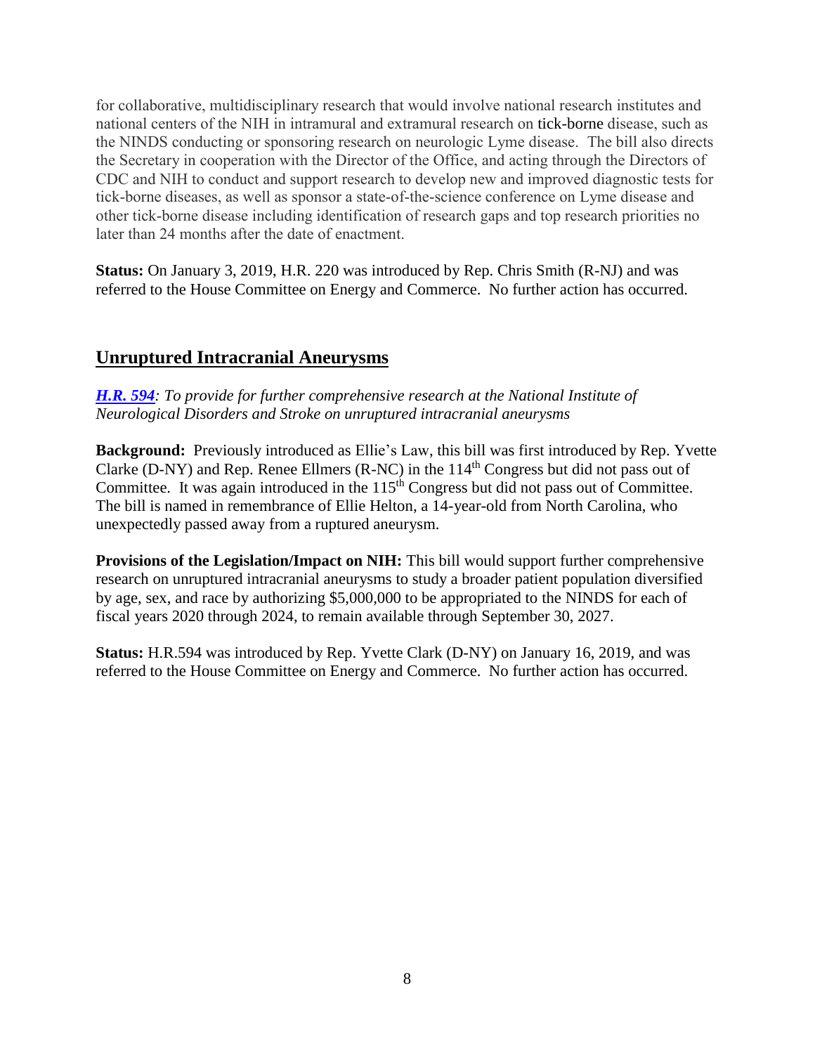for collaborative, multidisciplinary research that would involve national research institutes and national centers of the NIH in intramural and extramural research on tick-borne disease, such as the NINDS conducting or sponsoring research on neurologic Lyme disease. The bill also directs the Secretary in cooperation with the Director of the Office, and acting through the Directors of CDC and NIH to conduct and support research to develop new and improved diagnostic tests for tick-borne diseases, as well as sponsor a state-of-the-science conference on Lyme disease and other tick-borne disease including identification of research gaps and top research priorities no later than 24 months after the date of enactment.

**Status:** On January 3, 2019, H.R. 220 was introduced by Rep. Chris Smith (R-NJ) and was referred to the House Committee on Energy and Commerce. No further action has occurred.

## Unruptured Intracranial Aneurysms

***H.R. 594****: To provide for further comprehensive research at the National Institute of Neurological Disorders and Stroke on unruptured intracranial aneurysms*

**Background:** Previously introduced as Ellie's Law, this bill was first introduced by Rep. Yvette Clarke (D-NY) and Rep. Renee Ellmers (R-NC) in the 114th Congress but did not pass out of Committee. It was again introduced in the 115th Congress but did not pass out of Committee. The bill is named in remembrance of Ellie Helton, a 14-year-old from North Carolina, who unexpectedly passed away from a ruptured aneurysm.

**Provisions of the Legislation/Impact on NIH:** This bill would support further comprehensive research on unruptured intracranial aneurysms to study a broader patient population diversified by age, sex, and race by authorizing $5,000,000 to be appropriated to the NINDS for each of fiscal years 2020 through 2024, to remain available through September 30, 2027.

**Status:** H.R.594 was introduced by Rep. Yvette Clark (D-NY) on January 16, 2019, and was referred to the House Committee on Energy and Commerce. No further action has occurred.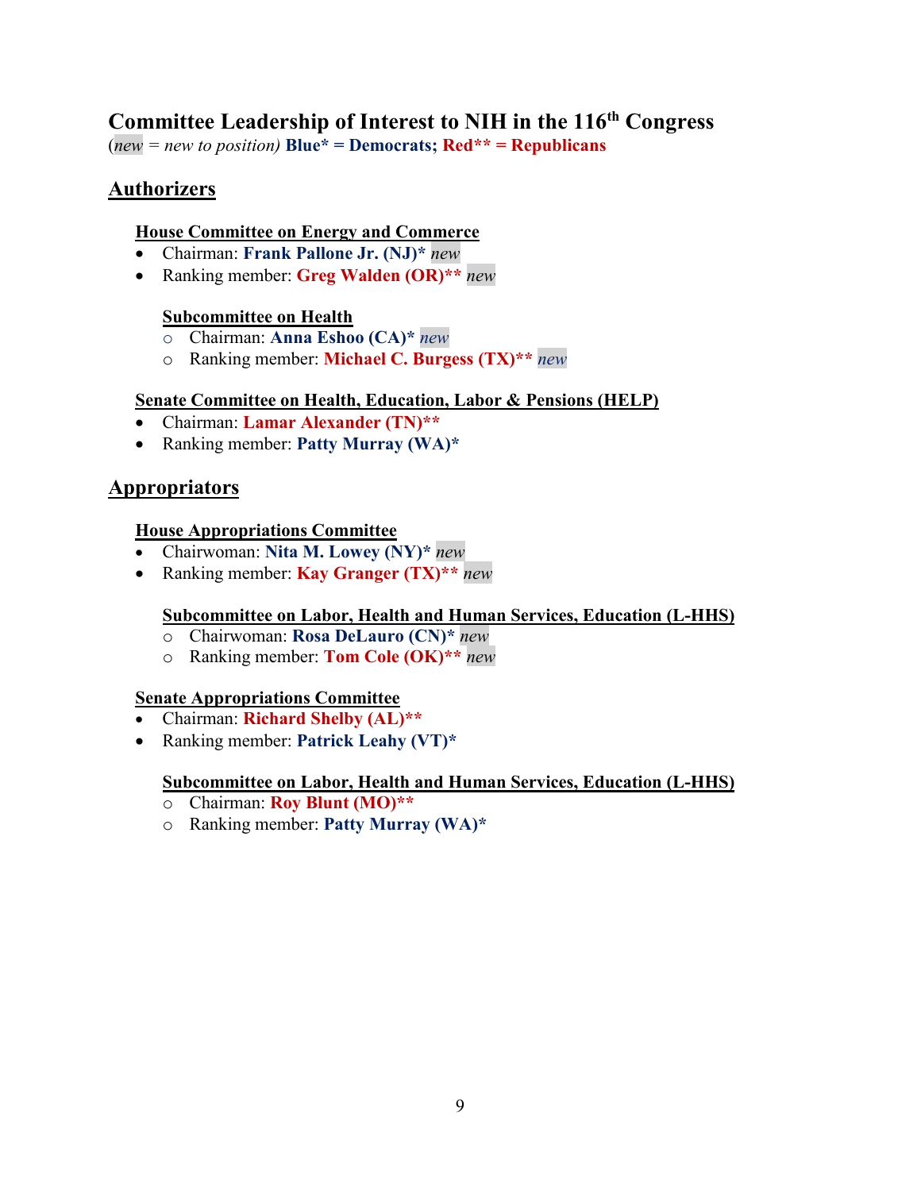## Committee Leadership of Interest to NIH in the 116th Congress

(*new = new to position)* **Blue* = Democrats; Red** = Republicans**

### Authorizers

**House Committee on Energy and Commerce**

- Chairman: **Frank Pallone Jr. (NJ)*** *new*
- Ranking member: **Greg Walden (OR)**** *new*

**Subcommittee on Health**

- Chairman: **Anna Eshoo (CA)*** *new*
- Ranking member: **Michael C. Burgess (TX)**** *new*

**Senate Committee on Health, Education, Labor & Pensions (HELP)**

- Chairman: **Lamar Alexander (TN)****
- Ranking member: **Patty Murray (WA)***

### Appropriators

**House Appropriations Committee**

- Chairwoman: **Nita M. Lowey (NY)*** *new*
- Ranking member: **Kay Granger (TX)**** *new*

**Subcommittee on Labor, Health and Human Services, Education (L-HHS)**

- Chairwoman: **Rosa DeLauro (CN)*** *new*
- Ranking member: **Tom Cole (OK)**** *new*

**Senate Appropriations Committee**

- Chairman: **Richard Shelby (AL)****
- Ranking member: **Patrick Leahy (VT)***

**Subcommittee on Labor, Health and Human Services, Education (L-HHS)**

- Chairman: **Roy Blunt (MO)****
- Ranking member: **Patty Murray (WA)***